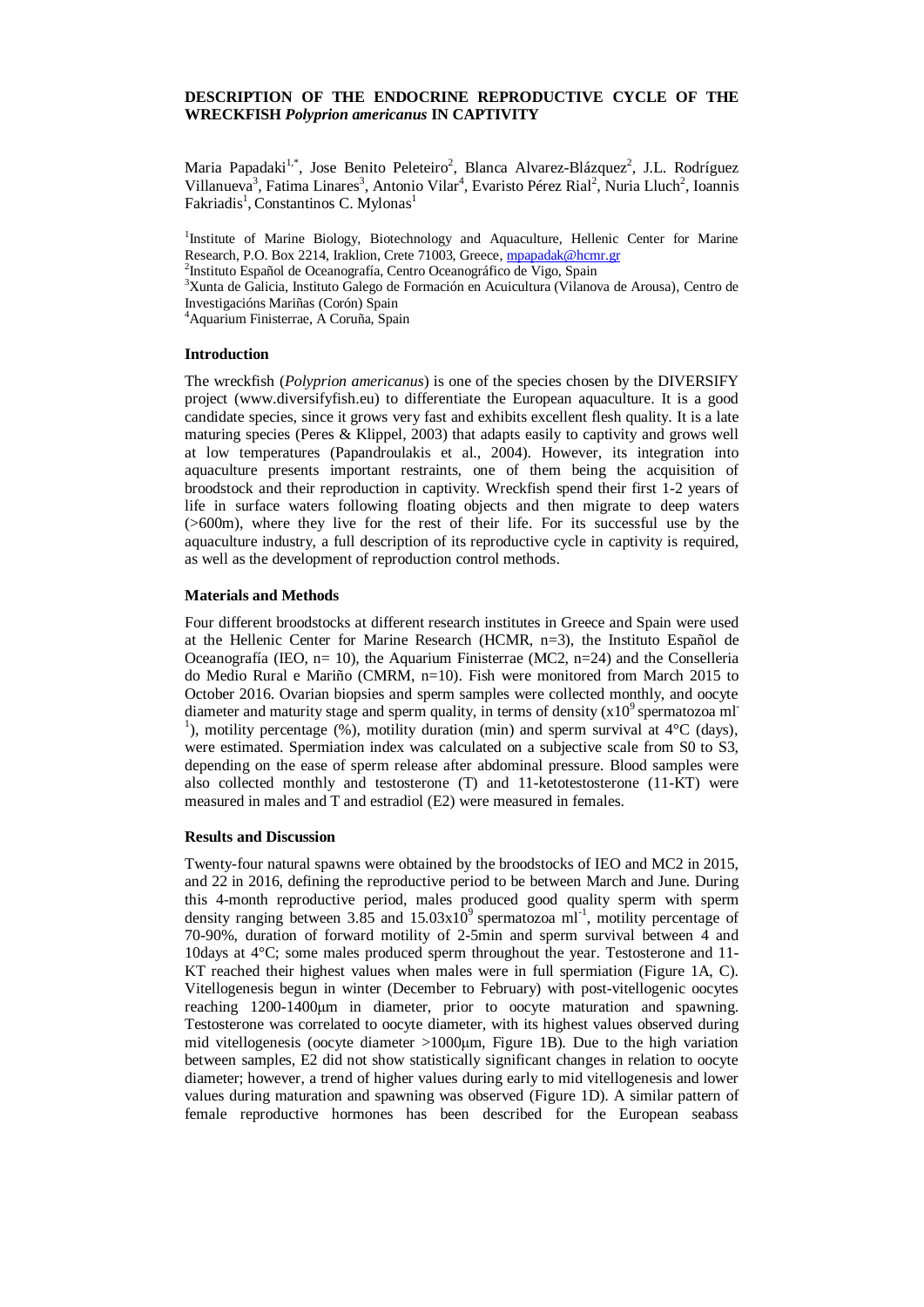# DESCRIPTION OF THE ENDOCRINE REPRODUCTIVE CYCLE OF THE WRECKFISH *Polyprion americanus* IN CAPTIVITY

Maria Papadaki[1,*], Jose Benito Peleteiro[2], Blanca Alvarez-Blázquez[2], J.L. Rodríguez Villanueva[3], Fatima Linares[3], Antonio Vilar[4], Evaristo Pérez Rial[2], Nuria Lluch[2], Ioannis Fakriadis[1], Constantinos C. Mylonas[1]

[1]Institute of Marine Biology, Biotechnology and Aquaculture, Hellenic Center for Marine Research, P.O. Box 2214, Iraklion, Crete 71003, Greece, mpapadak@hcmr.gr
[2]Instituto Español de Oceanografía, Centro Oceanográfico de Vigo, Spain
[3]Xunta de Galicia, Instituto Galego de Formación en Acuicultura (Vilanova de Arousa), Centro de Investigacións Mariñas (Corón) Spain
[4]Aquarium Finisterrae, A Coruña, Spain

## Introduction

The wreckfish (*Polyprion americanus*) is one of the species chosen by the DIVERSIFY project (www.diversifyfish.eu) to differentiate the European aquaculture. It is a good candidate species, since it grows very fast and exhibits excellent flesh quality. It is a late maturing species (Peres & Klippel, 2003) that adapts easily to captivity and grows well at low temperatures (Papandroulakis et al., 2004). However, its integration into aquaculture presents important restraints, one of them being the acquisition of broodstock and their reproduction in captivity. Wreckfish spend their first 1-2 years of life in surface waters following floating objects and then migrate to deep waters (>600m), where they live for the rest of their life. For its successful use by the aquaculture industry, a full description of its reproductive cycle in captivity is required, as well as the development of reproduction control methods.

## Materials and Methods

Four different broodstocks at different research institutes in Greece and Spain were used at the Hellenic Center for Marine Research (HCMR, n=3), the Instituto Español de Oceanografía (IEO, n= 10), the Aquarium Finisterrae (MC2, n=24) and the Conselleria do Medio Rural e Mariño (CMRM, n=10). Fish were monitored from March 2015 to October 2016. Ovarian biopsies and sperm samples were collected monthly, and oocyte diameter and maturity stage and sperm quality, in terms of density ($\times 10^9$ spermatozoa $ml^{-1}$), motility percentage (%), motility duration (min) and sperm survival at 4°C (days), were estimated. Spermiation index was calculated on a subjective scale from S0 to S3, depending on the ease of sperm release after abdominal pressure. Blood samples were also collected monthly and testosterone (T) and 11-ketotestosterone (11-KT) were measured in males and T and estradiol (E2) were measured in females.

## Results and Discussion

Twenty-four natural spawns were obtained by the broodstocks of IEO and MC2 in 2015, and 22 in 2016, defining the reproductive period to be between March and June. During this 4-month reproductive period, males produced good quality sperm with sperm density ranging between 3.85 and $15.03\times 10^9$ spermatozoa $ml^{-1}$, motility percentage of 70-90%, duration of forward motility of 2-5min and sperm survival between 4 and 10days at 4°C; some males produced sperm throughout the year. Testosterone and 11-KT reached their highest values when males were in full spermiation (Figure 1A, C). Vitellogenesis begun in winter (December to February) with post-vitellogenic oocytes reaching 1200-1400μm in diameter, prior to oocyte maturation and spawning. Testosterone was correlated to oocyte diameter, with its highest values observed during mid vitellogenesis (oocyte diameter >1000μm, Figure 1B). Due to the high variation between samples, E2 did not show statistically significant changes in relation to oocyte diameter; however, a trend of higher values during early to mid vitellogenesis and lower values during maturation and spawning was observed (Figure 1D). A similar pattern of female reproductive hormones has been described for the European seabass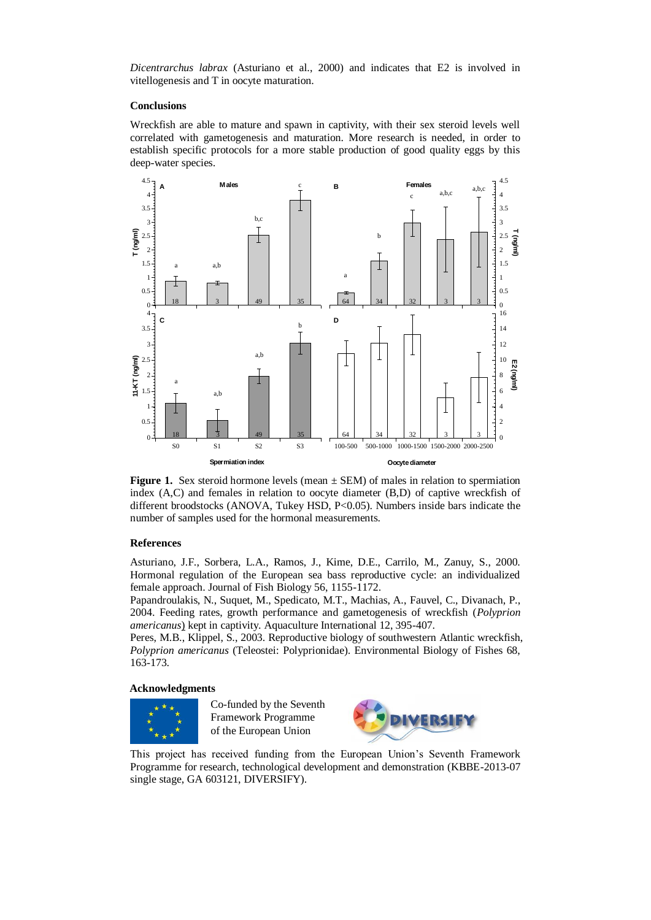*Dicentrarchus labrax* (Asturiano et al., 2000) and indicates that E2 is involved in vitellogenesis and T in oocyte maturation.

## Conclusions

Wreckfish are able to mature and spawn in captivity, with their sex steroid levels well correlated with gametogenesis and maturation. More research is needed, in order to establish specific protocols for a more stable production of good quality eggs by this deep-water species.

A
Males
T (ng/ml)
a, a,b, b,c, c
18, 3, 49, 35

B
Females
T (ng/ml)
a, b, c, a,b,c, a,b,c
64, 34, 32, 3, 3

C
11-KT (ng/ml)
a, a,b, a,b, b
18, 3, 49, 35
S0, S1, S2, S3
Spermiation index

D
E2 (ng/ml)
64, 34, 32, 3, 3
100-500, 500-1000, 1000-1500, 1500-2000, 2000-2500
Oocyte diameter

**Figure 1.** Sex steroid hormone levels (mean ± SEM) of males in relation to spermiation index (A,C) and females in relation to oocyte diameter (B,D) of captive wreckfish of different broodstocks (ANOVA, Tukey HSD, $P<0.05$). Numbers inside bars indicate the number of samples used for the hormonal measurements.

## References

Asturiano, J.F., Sorbera, L.A., Ramos, J., Kime, D.E., Carrilo, M., Zanuy, S., 2000. Hormonal regulation of the European sea bass reproductive cycle: an individualized female approach. Journal of Fish Biology 56, 1155-1172.

Papandroulakis, N., Suquet, M., Spedicato, M.T., Machias, A., Fauvel, C., Divanach, P., 2004. Feeding rates, growth performance and gametogenesis of wreckfish (*Polyprion americanus*) kept in captivity. Aquaculture International 12, 395-407.

Peres, M.B., Klippel, S., 2003. Reproductive biology of southwestern Atlantic wreckfish, *Polyprion americanus* (Teleostei: Polyprionidae). Environmental Biology of Fishes 68, 163-173.

## Acknowledgments

Co-funded by the Seventh Framework Programme of the European Union

DIVERSIFY

This project has received funding from the European Union's Seventh Framework Programme for research, technological development and demonstration (KBBE-2013-07 single stage, GA 603121, DIVERSIFY).